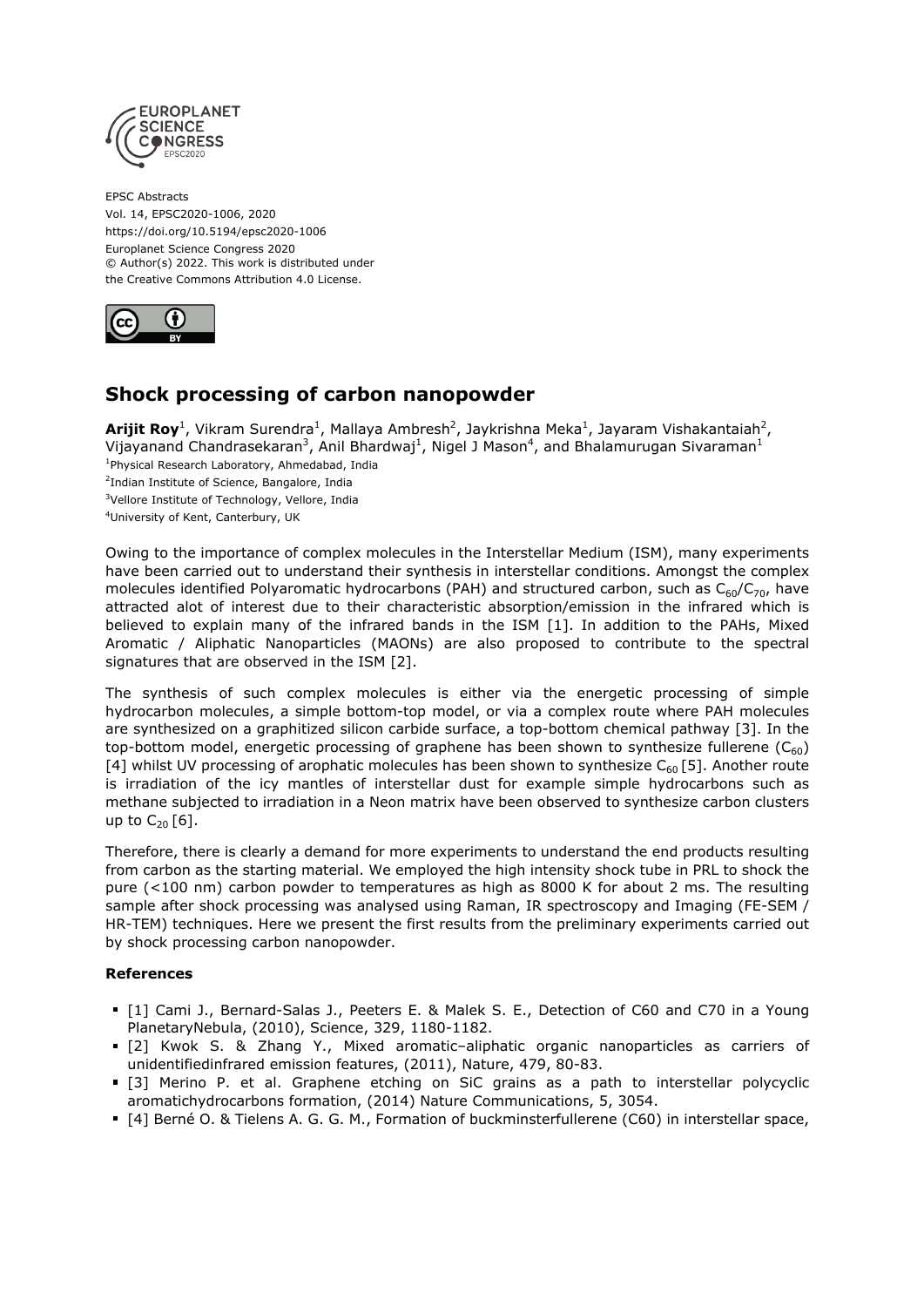EPSC Abstracts
Vol. 14, EPSC2020-1006, 2020
https://doi.org/10.5194/epsc2020-1006
Europlanet Science Congress 2020
© Author(s) 2022. This work is distributed under
the Creative Commons Attribution 4.0 License.

# Shock processing of carbon nanopowder

**Arijit Roy**[1], Vikram Surendra[1], Mallaya Ambresh[2], Jaykrishna Meka[1], Jayaram Vishakantaiah[2], Vijayanand Chandrasekaran[3], Anil Bhardwaj[1], Nigel J Mason[4], and Bhalamurugan Sivaraman[1]

[1]Physical Research Laboratory, Ahmedabad, India
[2]Indian Institute of Science, Bangalore, India
[3]Vellore Institute of Technology, Vellore, India
[4]University of Kent, Canterbury, UK

Owing to the importance of complex molecules in the Interstellar Medium (ISM), many experiments have been carried out to understand their synthesis in interstellar conditions. Amongst the complex molecules identified Polyaromatic hydrocarbons (PAH) and structured carbon, such as $C_{60}/C_{70}$, have attracted alot of interest due to their characteristic absorption/emission in the infrared which is believed to explain many of the infrared bands in the ISM [1]. In addition to the PAHs, Mixed Aromatic / Aliphatic Nanoparticles (MAONs) are also proposed to contribute to the spectral signatures that are observed in the ISM [2].

The synthesis of such complex molecules is either via the energetic processing of simple hydrocarbon molecules, a simple bottom-top model, or via a complex route where PAH molecules are synthesized on a graphitized silicon carbide surface, a top-bottom chemical pathway [3]. In the top-bottom model, energetic processing of graphene has been shown to synthesize fullerene ($C_{60}$) [4] whilst UV processing of arophatic molecules has been shown to synthesize $C_{60}$ [5]. Another route is irradiation of the icy mantles of interstellar dust for example simple hydrocarbons such as methane subjected to irradiation in a Neon matrix have been observed to synthesize carbon clusters up to $C_{20}$ [6].

Therefore, there is clearly a demand for more experiments to understand the end products resulting from carbon as the starting material. We employed the high intensity shock tube in PRL to shock the pure (<100 nm) carbon powder to temperatures as high as 8000 K for about 2 ms. The resulting sample after shock processing was analysed using Raman, IR spectroscopy and Imaging (FE-SEM / HR-TEM) techniques. Here we present the first results from the preliminary experiments carried out by shock processing carbon nanopowder.

**References**

- [1] Cami J., Bernard-Salas J., Peeters E. & Malek S. E., Detection of C60 and C70 in a Young PlanetaryNebula, (2010), Science, 329, 1180-1182.
- [2] Kwok S. & Zhang Y., Mixed aromatic–aliphatic organic nanoparticles as carriers of unidentifiedinfrared emission features, (2011), Nature, 479, 80-83.
- [3] Merino P. et al. Graphene etching on SiC grains as a path to interstellar polycyclic aromatichydrocarbons formation, (2014) Nature Communications, 5, 3054.
- [4] Berné O. & Tielens A. G. G. M., Formation of buckminsterfullerene (C60) in interstellar space,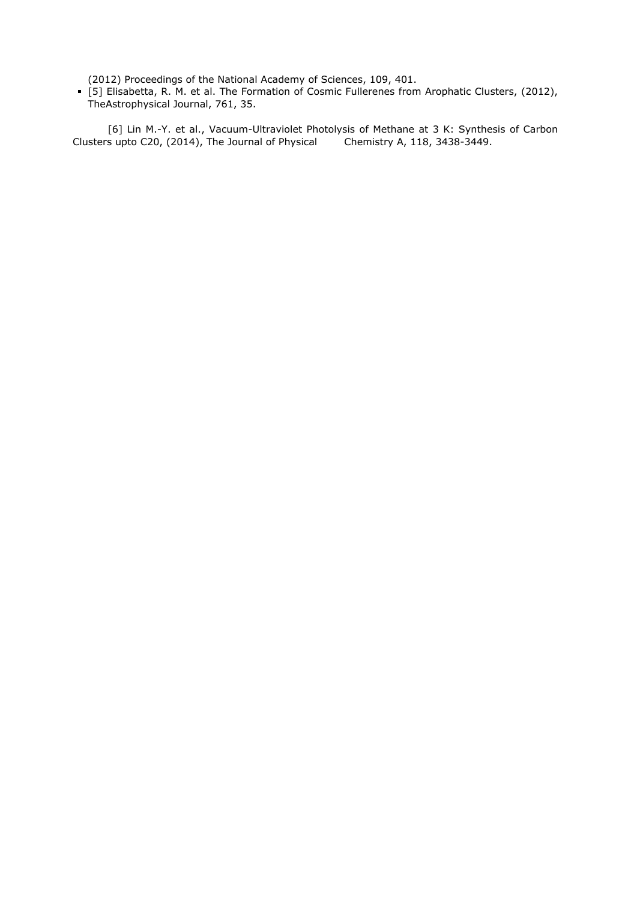(2012) Proceedings of the National Academy of Sciences, 109, 401.

- [5] Elisabetta, R. M. et al. The Formation of Cosmic Fullerenes from Arophatic Clusters, (2012), TheAstrophysical Journal, 761, 35.

[6] Lin M.-Y. et al., Vacuum-Ultraviolet Photolysis of Methane at 3 K: Synthesis of Carbon Clusters upto C20, (2014), The Journal of Physical Chemistry A, 118, 3438-3449.